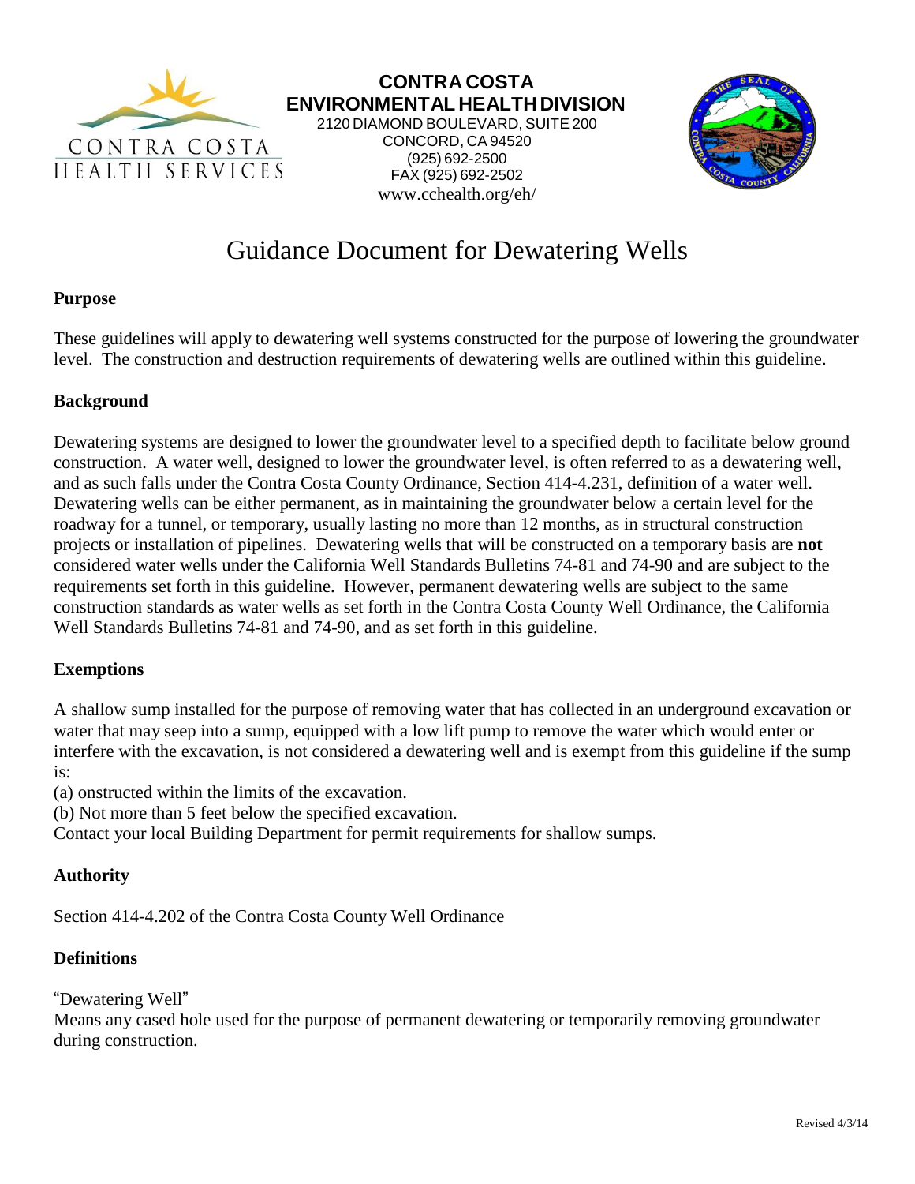**CONTRA COSTA ENVIRONMENTAL HEALTH DIVISION**
2120 DIAMOND BOULEVARD, SUITE 200
CONCORD, CA 94520
(925) 692-2500
FAX (925) 692-2502
www.cchealth.org/eh/

# Guidance Document for Dewatering Wells

## Purpose

These guidelines will apply to dewatering well systems constructed for the purpose of lowering the groundwater level. The construction and destruction requirements of dewatering wells are outlined within this guideline.

## Background

Dewatering systems are designed to lower the groundwater level to a specified depth to facilitate below ground construction. A water well, designed to lower the groundwater level, is often referred to as a dewatering well, and as such falls under the Contra Costa County Ordinance, Section 414-4.231, definition of a water well. Dewatering wells can be either permanent, as in maintaining the groundwater below a certain level for the roadway for a tunnel, or temporary, usually lasting no more than 12 months, as in structural construction projects or installation of pipelines. Dewatering wells that will be constructed on a temporary basis are **not** considered water wells under the California Well Standards Bulletins 74-81 and 74-90 and are subject to the requirements set forth in this guideline. However, permanent dewatering wells are subject to the same construction standards as water wells as set forth in the Contra Costa County Well Ordinance, the California Well Standards Bulletins 74-81 and 74-90, and as set forth in this guideline.

## Exemptions

A shallow sump installed for the purpose of removing water that has collected in an underground excavation or water that may seep into a sump, equipped with a low lift pump to remove the water which would enter or interfere with the excavation, is not considered a dewatering well and is exempt from this guideline if the sump is:

(a) onstructed within the limits of the excavation.
(b) Not more than 5 feet below the specified excavation.

Contact your local Building Department for permit requirements for shallow sumps.

## Authority

Section 414-4.202 of the Contra Costa County Well Ordinance

## Definitions

"Dewatering Well"
Means any cased hole used for the purpose of permanent dewatering or temporarily removing groundwater during construction.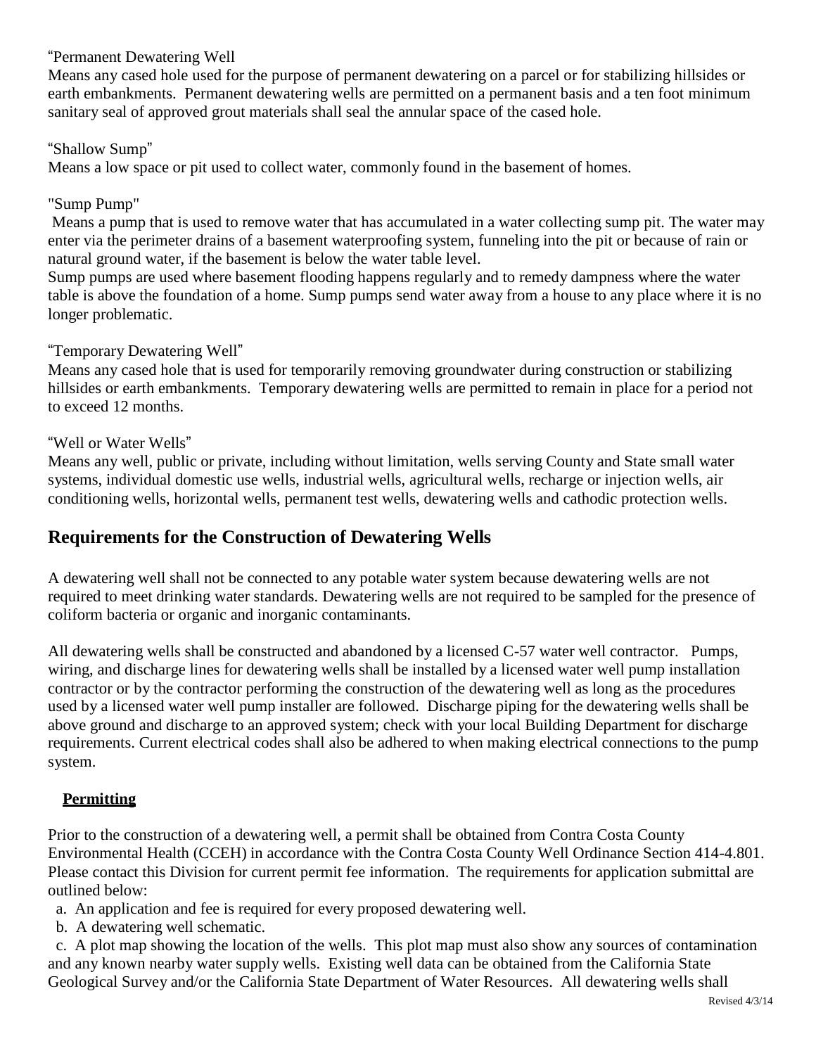"Permanent Dewatering Well

Means any cased hole used for the purpose of permanent dewatering on a parcel or for stabilizing hillsides or earth embankments. Permanent dewatering wells are permitted on a permanent basis and a ten foot minimum sanitary seal of approved grout materials shall seal the annular space of the cased hole.

"Shallow Sump"

Means a low space or pit used to collect water, commonly found in the basement of homes.

"Sump Pump"

Means a pump that is used to remove water that has accumulated in a water collecting sump pit. The water may enter via the perimeter drains of a basement waterproofing system, funneling into the pit or because of rain or natural ground water, if the basement is below the water table level.

Sump pumps are used where basement flooding happens regularly and to remedy dampness where the water table is above the foundation of a home. Sump pumps send water away from a house to any place where it is no longer problematic.

"Temporary Dewatering Well"

Means any cased hole that is used for temporarily removing groundwater during construction or stabilizing hillsides or earth embankments. Temporary dewatering wells are permitted to remain in place for a period not to exceed 12 months.

"Well or Water Wells"

Means any well, public or private, including without limitation, wells serving County and State small water systems, individual domestic use wells, industrial wells, agricultural wells, recharge or injection wells, air conditioning wells, horizontal wells, permanent test wells, dewatering wells and cathodic protection wells.

## Requirements for the Construction of Dewatering Wells

A dewatering well shall not be connected to any potable water system because dewatering wells are not required to meet drinking water standards. Dewatering wells are not required to be sampled for the presence of coliform bacteria or organic and inorganic contaminants.

All dewatering wells shall be constructed and abandoned by a licensed C-57 water well contractor. Pumps, wiring, and discharge lines for dewatering wells shall be installed by a licensed water well pump installation contractor or by the contractor performing the construction of the dewatering well as long as the procedures used by a licensed water well pump installer are followed. Discharge piping for the dewatering wells shall be above ground and discharge to an approved system; check with your local Building Department for discharge requirements. Current electrical codes shall also be adhered to when making electrical connections to the pump system.

### **Permitting**

Prior to the construction of a dewatering well, a permit shall be obtained from Contra Costa County Environmental Health (CCEH) in accordance with the Contra Costa County Well Ordinance Section 414-4.801. Please contact this Division for current permit fee information. The requirements for application submittal are outlined below:

a. An application and fee is required for every proposed dewatering well.

b. A dewatering well schematic.

c. A plot map showing the location of the wells. This plot map must also show any sources of contamination and any known nearby water supply wells. Existing well data can be obtained from the California State Geological Survey and/or the California State Department of Water Resources. All dewatering wells shall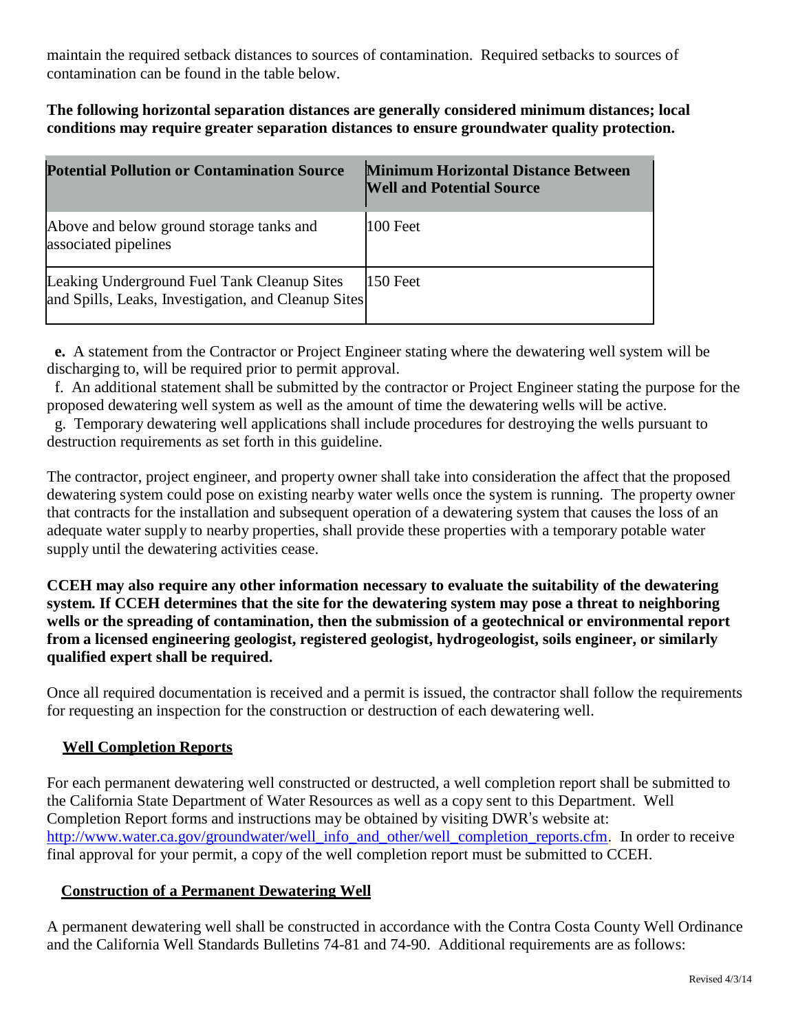maintain the required setback distances to sources of contamination. Required setbacks to sources of contamination can be found in the table below.

**The following horizontal separation distances are generally considered minimum distances; local conditions may require greater separation distances to ensure groundwater quality protection.**

| Potential Pollution or Contamination Source | Minimum Horizontal Distance Between Well and Potential Source |
|---|---|
| Above and below ground storage tanks and associated pipelines | 100 Feet |
| Leaking Underground Fuel Tank Cleanup Sites and Spills, Leaks, Investigation, and Cleanup Sites | 150 Feet |

**e.** A statement from the Contractor or Project Engineer stating where the dewatering well system will be discharging to, will be required prior to permit approval.

f. An additional statement shall be submitted by the contractor or Project Engineer stating the purpose for the proposed dewatering well system as well as the amount of time the dewatering wells will be active.

g. Temporary dewatering well applications shall include procedures for destroying the wells pursuant to destruction requirements as set forth in this guideline.

The contractor, project engineer, and property owner shall take into consideration the affect that the proposed dewatering system could pose on existing nearby water wells once the system is running. The property owner that contracts for the installation and subsequent operation of a dewatering system that causes the loss of an adequate water supply to nearby properties, shall provide these properties with a temporary potable water supply until the dewatering activities cease.

**CCEH may also require any other information necessary to evaluate the suitability of the dewatering system. If CCEH determines that the site for the dewatering system may pose a threat to neighboring wells or the spreading of contamination, then the submission of a geotechnical or environmental report from a licensed engineering geologist, registered geologist, hydrogeologist, soils engineer, or similarly qualified expert shall be required.**

Once all required documentation is received and a permit is issued, the contractor shall follow the requirements for requesting an inspection for the construction or destruction of each dewatering well.

## Well Completion Reports

For each permanent dewatering well constructed or destructed, a well completion report shall be submitted to the California State Department of Water Resources as well as a copy sent to this Department. Well Completion Report forms and instructions may be obtained by visiting DWR's website at: http://www.water.ca.gov/groundwater/well_info_and_other/well_completion_reports.cfm. In order to receive final approval for your permit, a copy of the well completion report must be submitted to CCEH.

## Construction of a Permanent Dewatering Well

A permanent dewatering well shall be constructed in accordance with the Contra Costa County Well Ordinance and the California Well Standards Bulletins 74-81 and 74-90. Additional requirements are as follows: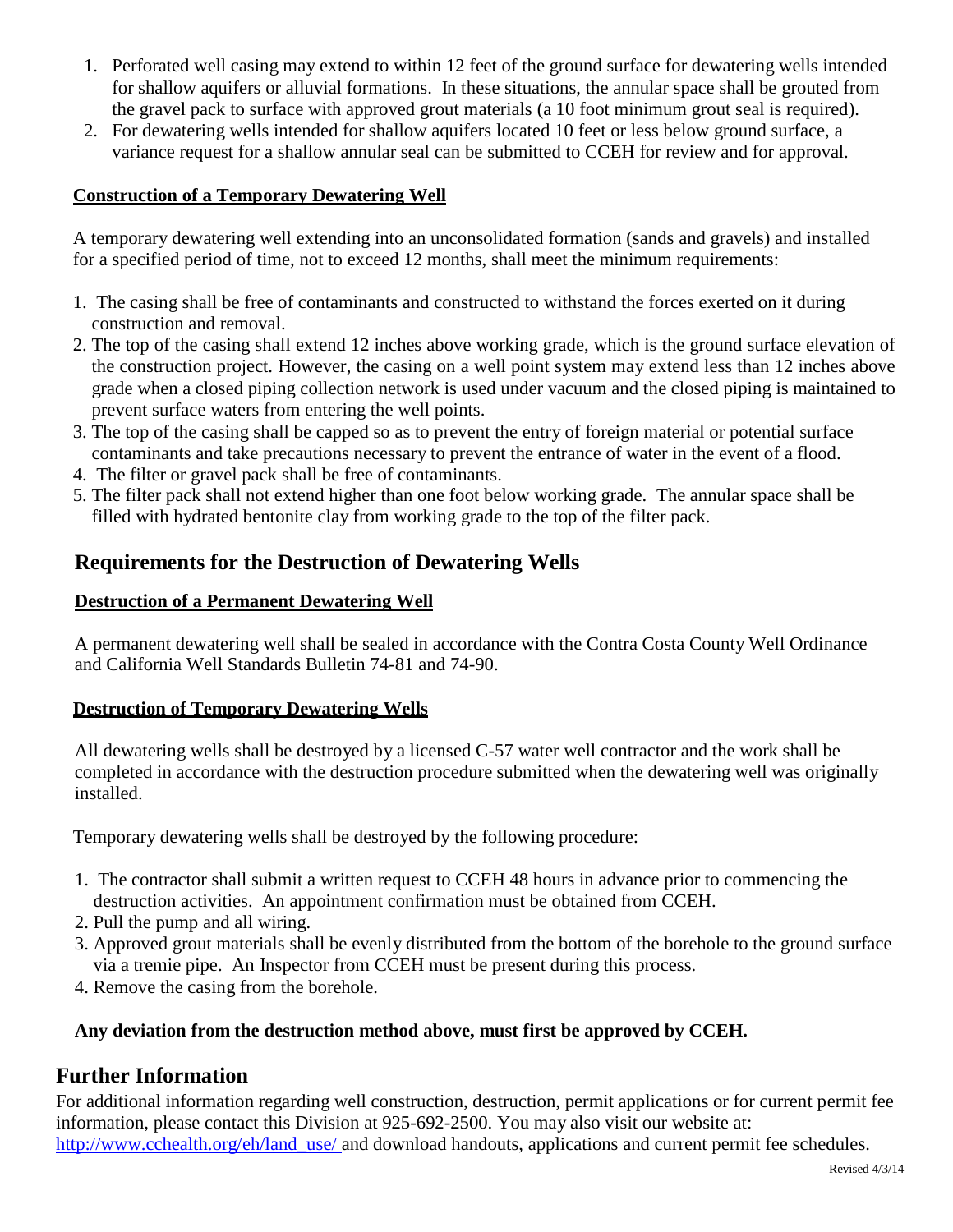1. Perforated well casing may extend to within 12 feet of the ground surface for dewatering wells intended for shallow aquifers or alluvial formations. In these situations, the annular space shall be grouted from the gravel pack to surface with approved grout materials (a 10 foot minimum grout seal is required).
2. For dewatering wells intended for shallow aquifers located 10 feet or less below ground surface, a variance request for a shallow annular seal can be submitted to CCEH for review and for approval.

**Construction of a Temporary Dewatering Well**

A temporary dewatering well extending into an unconsolidated formation (sands and gravels) and installed for a specified period of time, not to exceed 12 months, shall meet the minimum requirements:

1. The casing shall be free of contaminants and constructed to withstand the forces exerted on it during construction and removal.
2. The top of the casing shall extend 12 inches above working grade, which is the ground surface elevation of the construction project. However, the casing on a well point system may extend less than 12 inches above grade when a closed piping collection network is used under vacuum and the closed piping is maintained to prevent surface waters from entering the well points.
3. The top of the casing shall be capped so as to prevent the entry of foreign material or potential surface contaminants and take precautions necessary to prevent the entrance of water in the event of a flood.
4. The filter or gravel pack shall be free of contaminants.
5. The filter pack shall not extend higher than one foot below working grade. The annular space shall be filled with hydrated bentonite clay from working grade to the top of the filter pack.

## Requirements for the Destruction of Dewatering Wells

**Destruction of a Permanent Dewatering Well**

A permanent dewatering well shall be sealed in accordance with the Contra Costa County Well Ordinance and California Well Standards Bulletin 74-81 and 74-90.

**Destruction of Temporary Dewatering Wells**

All dewatering wells shall be destroyed by a licensed C-57 water well contractor and the work shall be completed in accordance with the destruction procedure submitted when the dewatering well was originally installed.

Temporary dewatering wells shall be destroyed by the following procedure:

1. The contractor shall submit a written request to CCEH 48 hours in advance prior to commencing the destruction activities. An appointment confirmation must be obtained from CCEH.
2. Pull the pump and all wiring.
3. Approved grout materials shall be evenly distributed from the bottom of the borehole to the ground surface via a tremie pipe. An Inspector from CCEH must be present during this process.
4. Remove the casing from the borehole.

**Any deviation from the destruction method above, must first be approved by CCEH.**

## Further Information

For additional information regarding well construction, destruction, permit applications or for current permit fee information, please contact this Division at 925-692-2500. You may also visit our website at: http://www.cchealth.org/eh/land_use/ and download handouts, applications and current permit fee schedules.

Revised 4/3/14